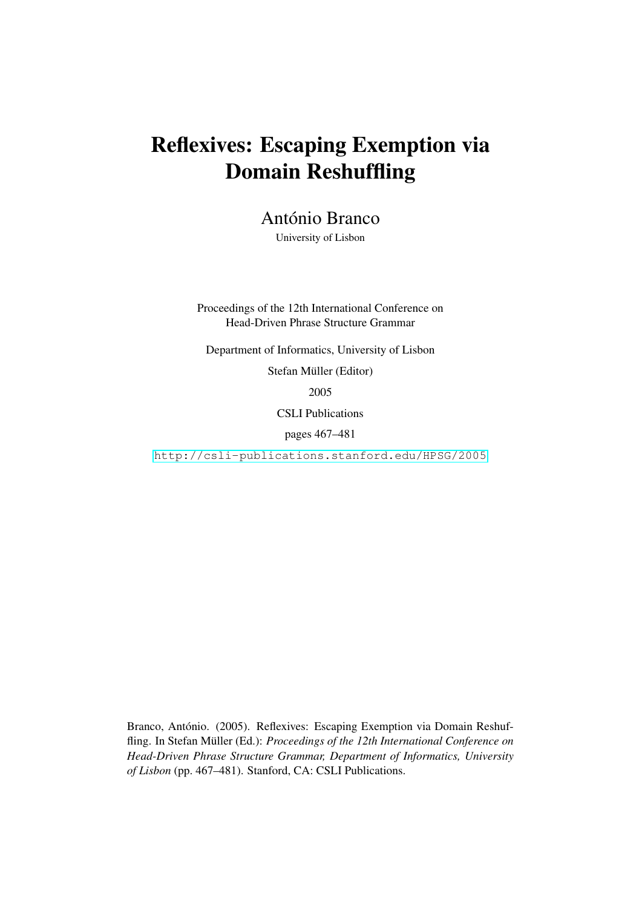# Reflexives: Escaping Exemption via Domain Reshuffling

António Branco

University of Lisbon

Proceedings of the 12th International Conference on Head-Driven Phrase Structure Grammar

Department of Informatics, University of Lisbon

Stefan Müller (Editor)

2005

CSLI Publications

pages 467–481

http://csli-publications.stanford.edu/HPSG/2005

Branco, António. (2005). Reflexives: Escaping Exemption via Domain Reshuffling. In Stefan Müller (Ed.): *Proceedings of the 12th International Conference on Head-Driven Phrase Structure Grammar, Department of Informatics, University of Lisbon* (pp. 467–481). Stanford, CA: CSLI Publications.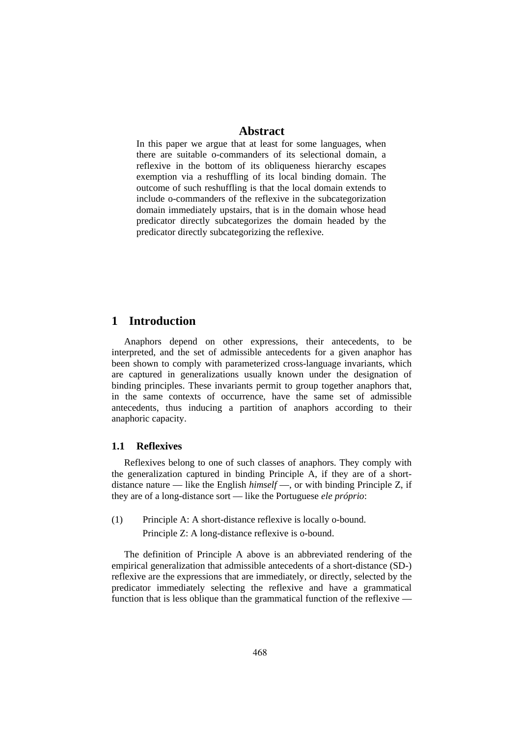## Abstract

In this paper we argue that at least for some languages, when there are suitable o-commanders of its selectional domain, a reflexive in the bottom of its obliqueness hierarchy escapes exemption via a reshuffling of its local binding domain. The outcome of such reshuffling is that the local domain extends to include o-commanders of the reflexive in the subcategorization domain immediately upstairs, that is in the domain whose head predicator directly subcategorizes the domain headed by the predicator directly subcategorizing the reflexive.

# 1 Introduction

Anaphors depend on other expressions, their antecedents, to be interpreted, and the set of admissible antecedents for a given anaphor has been shown to comply with parameterized cross-language invariants, which are captured in generalizations usually known under the designation of binding principles. These invariants permit to group together anaphors that, in the same contexts of occurrence, have the same set of admissible antecedents, thus inducing a partition of anaphors according to their anaphoric capacity.

## 1.1 Reflexives

Reflexives belong to one of such classes of anaphors. They comply with the generalization captured in binding Principle A, if they are of a short-distance nature — like the English *himself* —, or with binding Principle Z, if they are of a long-distance sort — like the Portuguese *ele próprio*:

(1) Principle A: A short-distance reflexive is locally o-bound.
Principle Z: A long-distance reflexive is o-bound.

The definition of Principle A above is an abbreviated rendering of the empirical generalization that admissible antecedents of a short-distance (SD-) reflexive are the expressions that are immediately, or directly, selected by the predicator immediately selecting the reflexive and have a grammatical function that is less oblique than the grammatical function of the reflexive —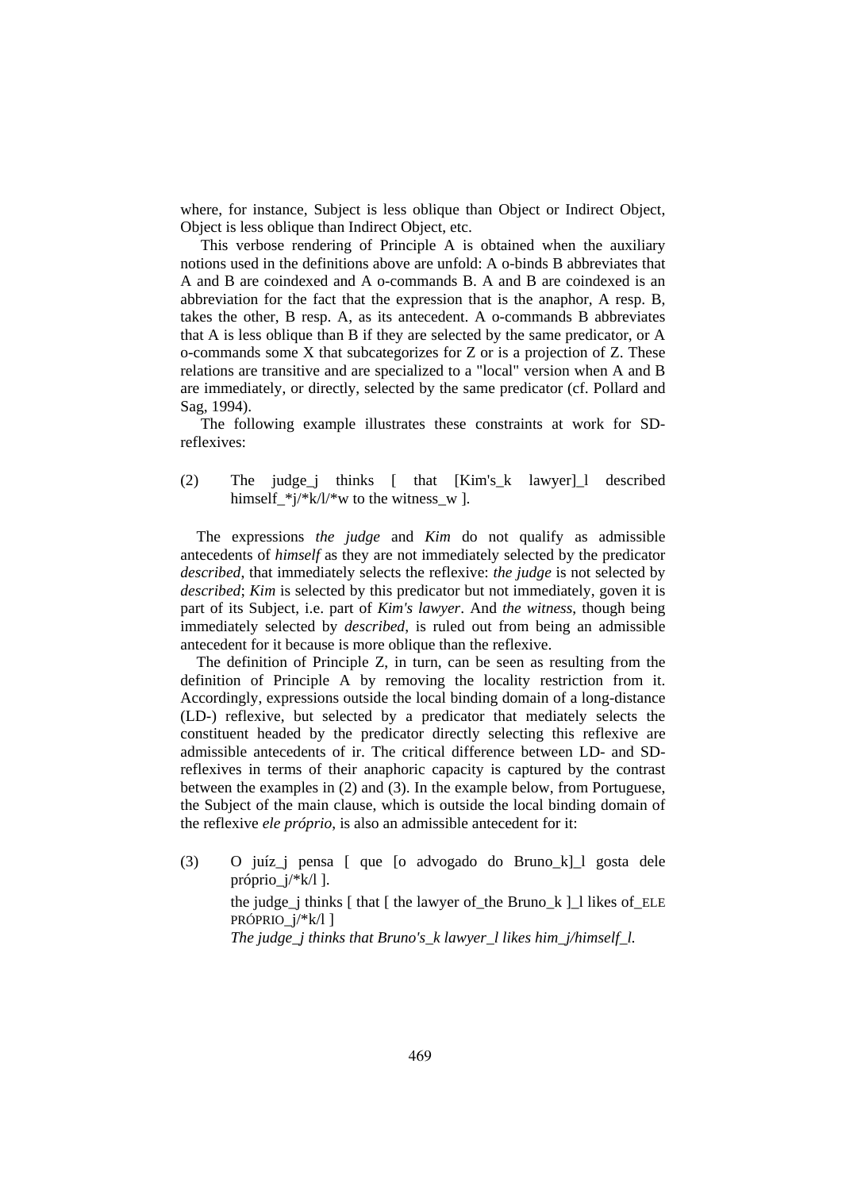where, for instance, Subject is less oblique than Object or Indirect Object, Object is less oblique than Indirect Object, etc.

This verbose rendering of Principle A is obtained when the auxiliary notions used in the definitions above are unfold: A o-binds B abbreviates that A and B are coindexed and A o-commands B. A and B are coindexed is an abbreviation for the fact that the expression that is the anaphor, A resp. B, takes the other, B resp. A, as its antecedent. A o-commands B abbreviates that A is less oblique than B if they are selected by the same predicator, or A o-commands some X that subcategorizes for Z or is a projection of Z. These relations are transitive and are specialized to a "local" version when A and B are immediately, or directly, selected by the same predicator (cf. Pollard and Sag, 1994).

The following example illustrates these constraints at work for SD-reflexives:

(2) The judge_j thinks [ that [Kim's_k lawyer]_l described himself_*j/*k/l/*w to the witness_w ].

The expressions *the judge* and *Kim* do not qualify as admissible antecedents of *himself* as they are not immediately selected by the predicator *described*, that immediately selects the reflexive: *the judge* is not selected by *described*; *Kim* is selected by this predicator but not immediately, goven it is part of its Subject, i.e. part of *Kim's lawyer*. And *the witness*, though being immediately selected by *described*, is ruled out from being an admissible antecedent for it because is more oblique than the reflexive.

The definition of Principle Z, in turn, can be seen as resulting from the definition of Principle A by removing the locality restriction from it. Accordingly, expressions outside the local binding domain of a long-distance (LD-) reflexive, but selected by a predicator that mediately selects the constituent headed by the predicator directly selecting this reflexive are admissible antecedents of ir. The critical difference between LD- and SD-reflexives in terms of their anaphoric capacity is captured by the contrast between the examples in (2) and (3). In the example below, from Portuguese, the Subject of the main clause, which is outside the local binding domain of the reflexive *ele próprio*, is also an admissible antecedent for it:

(3) O juíz_j pensa [ que [o advogado do Bruno_k]_l gosta dele próprio_j/*k/l ].
the judge_j thinks [ that [ the lawyer of_the Bruno_k ]_l likes of_ELE PRÓPRIO_j/*k/l ]
*The judge_j thinks that Bruno's_k lawyer_l likes him_j/himself_l.*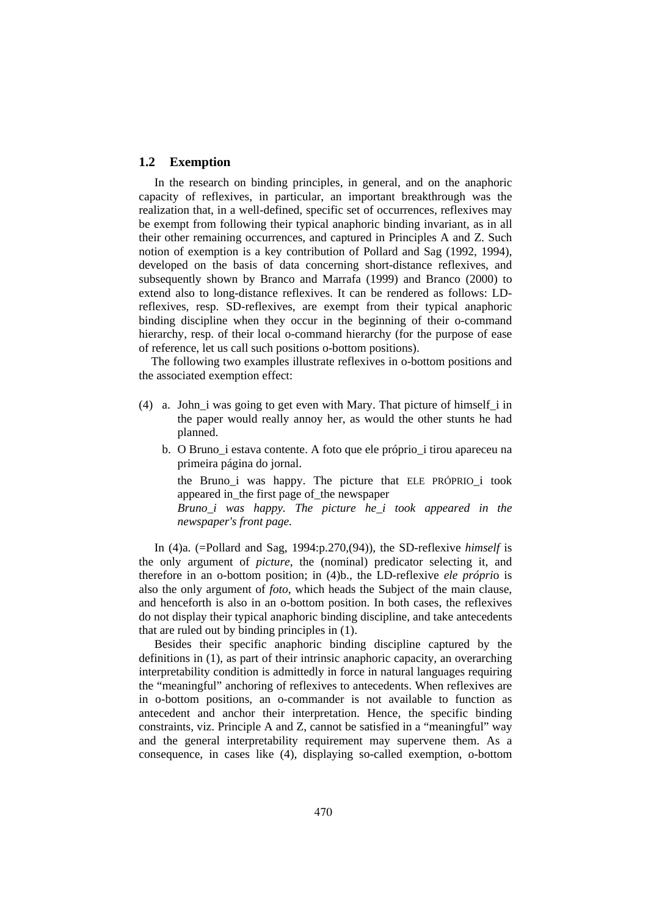## 1.2 Exemption

In the research on binding principles, in general, and on the anaphoric capacity of reflexives, in particular, an important breakthrough was the realization that, in a well-defined, specific set of occurrences, reflexives may be exempt from following their typical anaphoric binding invariant, as in all their other remaining occurrences, and captured in Principles A and Z. Such notion of exemption is a key contribution of Pollard and Sag (1992, 1994), developed on the basis of data concerning short-distance reflexives, and subsequently shown by Branco and Marrafa (1999) and Branco (2000) to extend also to long-distance reflexives. It can be rendered as follows: LD-reflexives, resp. SD-reflexives, are exempt from their typical anaphoric binding discipline when they occur in the beginning of their o-command hierarchy, resp. of their local o-command hierarchy (for the purpose of ease of reference, let us call such positions o-bottom positions).

The following two examples illustrate reflexives in o-bottom positions and the associated exemption effect:

(4) a. John_i was going to get even with Mary. That picture of himself_i in the paper would really annoy her, as would the other stunts he had planned.

b. O Bruno_i estava contente. A foto que ele próprio_i tirou apareceu na primeira página do jornal.

the Bruno_i was happy. The picture that ELE PRÓPRIO_i took appeared in_the first page of_the newspaper

*Bruno_i was happy. The picture he_i took appeared in the newspaper's front page.*

In (4)a. (=Pollard and Sag, 1994:p.270,(94)), the SD-reflexive *himself* is the only argument of *picture*, the (nominal) predicator selecting it, and therefore in an o-bottom position; in (4)b., the LD-reflexive *ele próprio* is also the only argument of *foto*, which heads the Subject of the main clause, and henceforth is also in an o-bottom position. In both cases, the reflexives do not display their typical anaphoric binding discipline, and take antecedents that are ruled out by binding principles in (1).

Besides their specific anaphoric binding discipline captured by the definitions in (1), as part of their intrinsic anaphoric capacity, an overarching interpretability condition is admittedly in force in natural languages requiring the "meaningful" anchoring of reflexives to antecedents. When reflexives are in o-bottom positions, an o-commander is not available to function as antecedent and anchor their interpretation. Hence, the specific binding constraints, viz. Principle A and Z, cannot be satisfied in a "meaningful" way and the general interpretability requirement may supervene them. As a consequence, in cases like (4), displaying so-called exemption, o-bottom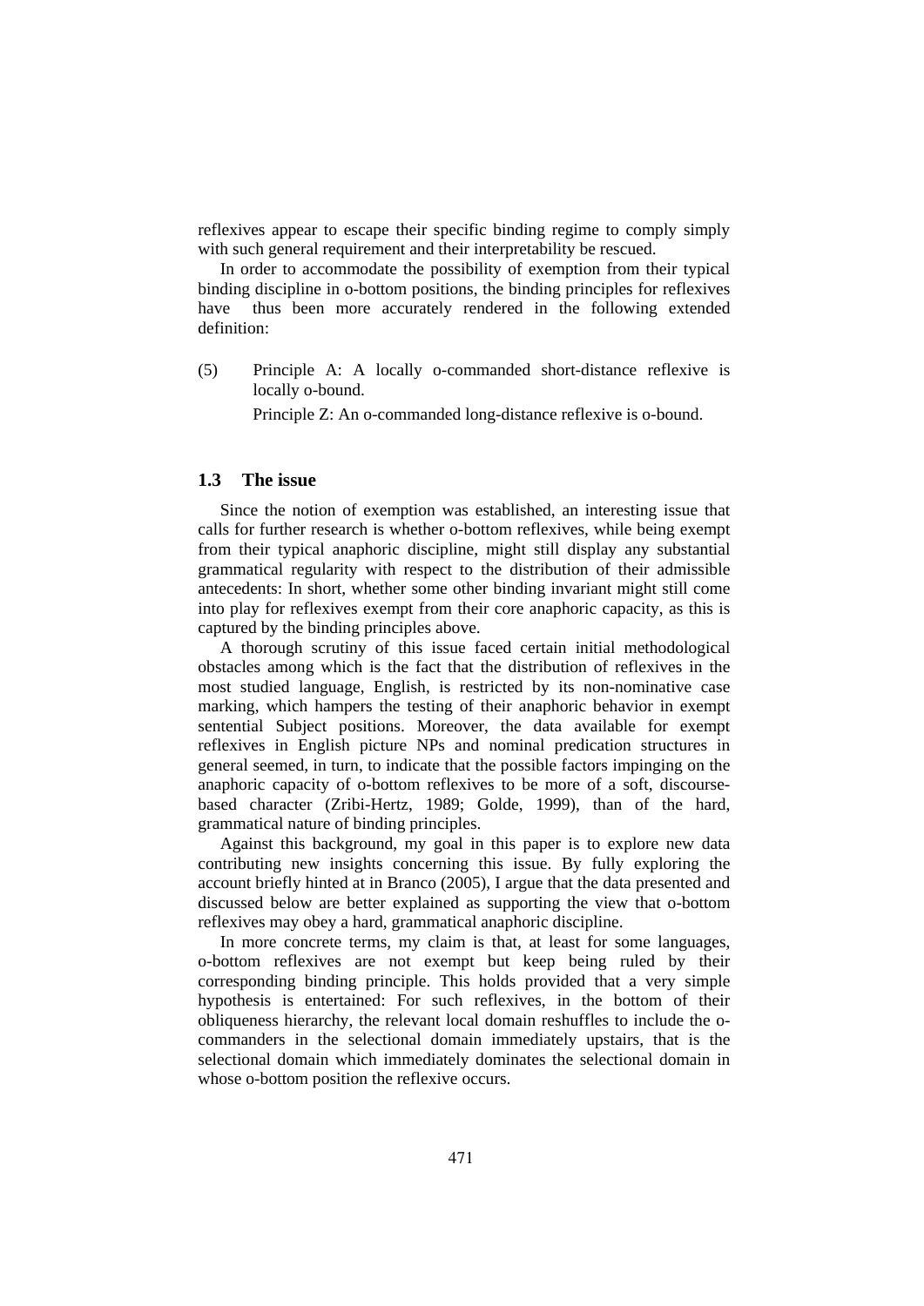reflexives appear to escape their specific binding regime to comply simply with such general requirement and their interpretability be rescued.

In order to accommodate the possibility of exemption from their typical binding discipline in o-bottom positions, the binding principles for reflexives have thus been more accurately rendered in the following extended definition:

(5) Principle A: A locally o-commanded short-distance reflexive is locally o-bound.

Principle Z: An o-commanded long-distance reflexive is o-bound.

## 1.3 The issue

Since the notion of exemption was established, an interesting issue that calls for further research is whether o-bottom reflexives, while being exempt from their typical anaphoric discipline, might still display any substantial grammatical regularity with respect to the distribution of their admissible antecedents: In short, whether some other binding invariant might still come into play for reflexives exempt from their core anaphoric capacity, as this is captured by the binding principles above.

A thorough scrutiny of this issue faced certain initial methodological obstacles among which is the fact that the distribution of reflexives in the most studied language, English, is restricted by its non-nominative case marking, which hampers the testing of their anaphoric behavior in exempt sentential Subject positions. Moreover, the data available for exempt reflexives in English picture NPs and nominal predication structures in general seemed, in turn, to indicate that the possible factors impinging on the anaphoric capacity of o-bottom reflexives to be more of a soft, discourse-based character (Zribi-Hertz, 1989; Golde, 1999), than of the hard, grammatical nature of binding principles.

Against this background, my goal in this paper is to explore new data contributing new insights concerning this issue. By fully exploring the account briefly hinted at in Branco (2005), I argue that the data presented and discussed below are better explained as supporting the view that o-bottom reflexives may obey a hard, grammatical anaphoric discipline.

In more concrete terms, my claim is that, at least for some languages, o-bottom reflexives are not exempt but keep being ruled by their corresponding binding principle. This holds provided that a very simple hypothesis is entertained: For such reflexives, in the bottom of their obliqueness hierarchy, the relevant local domain reshuffles to include the o-commanders in the selectional domain immediately upstairs, that is the selectional domain which immediately dominates the selectional domain in whose o-bottom position the reflexive occurs.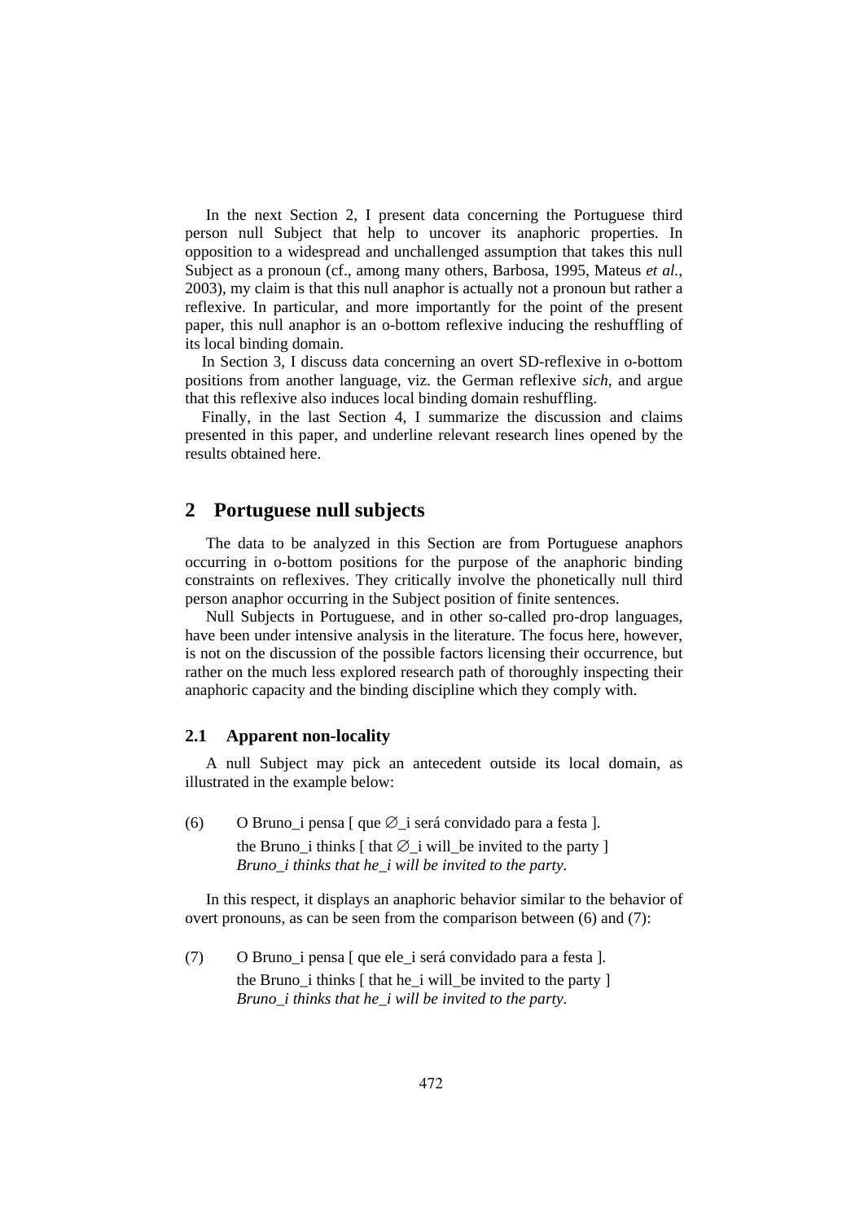In the next Section 2, I present data concerning the Portuguese third person null Subject that help to uncover its anaphoric properties. In opposition to a widespread and unchallenged assumption that takes this null Subject as a pronoun (cf., among many others, Barbosa, 1995, Mateus *et al.*, 2003), my claim is that this null anaphor is actually not a pronoun but rather a reflexive. In particular, and more importantly for the point of the present paper, this null anaphor is an o-bottom reflexive inducing the reshuffling of its local binding domain.

In Section 3, I discuss data concerning an overt SD-reflexive in o-bottom positions from another language, viz. the German reflexive *sich*, and argue that this reflexive also induces local binding domain reshuffling.

Finally, in the last Section 4, I summarize the discussion and claims presented in this paper, and underline relevant research lines opened by the results obtained here.

## 2 Portuguese null subjects

The data to be analyzed in this Section are from Portuguese anaphors occurring in o-bottom positions for the purpose of the anaphoric binding constraints on reflexives. They critically involve the phonetically null third person anaphor occurring in the Subject position of finite sentences.

Null Subjects in Portuguese, and in other so-called pro-drop languages, have been under intensive analysis in the literature. The focus here, however, is not on the discussion of the possible factors licensing their occurrence, but rather on the much less explored research path of thoroughly inspecting their anaphoric capacity and the binding discipline which they comply with.

### 2.1 Apparent non-locality

A null Subject may pick an antecedent outside its local domain, as illustrated in the example below:

(6) O Bruno_i pensa [ que ∅_i será convidado para a festa ].
the Bruno_i thinks [ that ∅_i will_be invited to the party ]
*Bruno_i thinks that he_i will be invited to the party.*

In this respect, it displays an anaphoric behavior similar to the behavior of overt pronouns, as can be seen from the comparison between (6) and (7):

(7) O Bruno_i pensa [ que ele_i será convidado para a festa ].
the Bruno_i thinks [ that he_i will_be invited to the party ]
*Bruno_i thinks that he_i will be invited to the party.*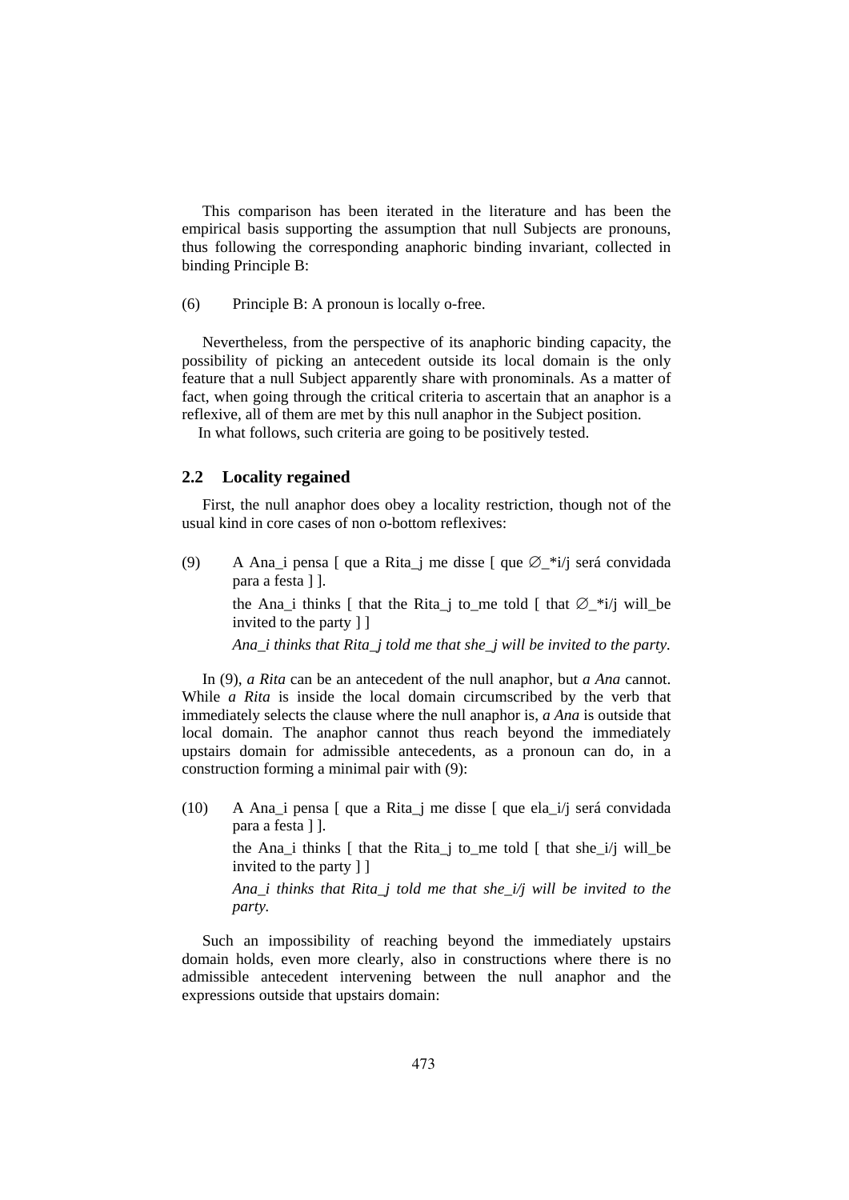This comparison has been iterated in the literature and has been the empirical basis supporting the assumption that null Subjects are pronouns, thus following the corresponding anaphoric binding invariant, collected in binding Principle B:

(6) Principle B: A pronoun is locally o-free.

Nevertheless, from the perspective of its anaphoric binding capacity, the possibility of picking an antecedent outside its local domain is the only feature that a null Subject apparently share with pronominals. As a matter of fact, when going through the critical criteria to ascertain that an anaphor is a reflexive, all of them are met by this null anaphor in the Subject position.

In what follows, such criteria are going to be positively tested.

## 2.2 Locality regained

First, the null anaphor does obey a locality restriction, though not of the usual kind in core cases of non o-bottom reflexives:

(9) A Ana_i pensa [ que a Rita_j me disse [ que ∅_*i/j será convidada para a festa ] ].

the Ana_i thinks [ that the Rita_j to_me told [ that ∅_*i/j will_be invited to the party ] ]

*Ana_i thinks that Rita_j told me that she_j will be invited to the party.*

In (9), *a Rita* can be an antecedent of the null anaphor, but *a Ana* cannot. While *a Rita* is inside the local domain circumscribed by the verb that immediately selects the clause where the null anaphor is, *a Ana* is outside that local domain. The anaphor cannot thus reach beyond the immediately upstairs domain for admissible antecedents, as a pronoun can do, in a construction forming a minimal pair with (9):

(10) A Ana_i pensa [ que a Rita_j me disse [ que ela_i/j será convidada para a festa ] ].

the Ana_i thinks [ that the Rita_j to_me told [ that she_i/j will_be invited to the party ] ]

*Ana_i thinks that Rita_j told me that she_i/j will be invited to the party.*

Such an impossibility of reaching beyond the immediately upstairs domain holds, even more clearly, also in constructions where there is no admissible antecedent intervening between the null anaphor and the expressions outside that upstairs domain: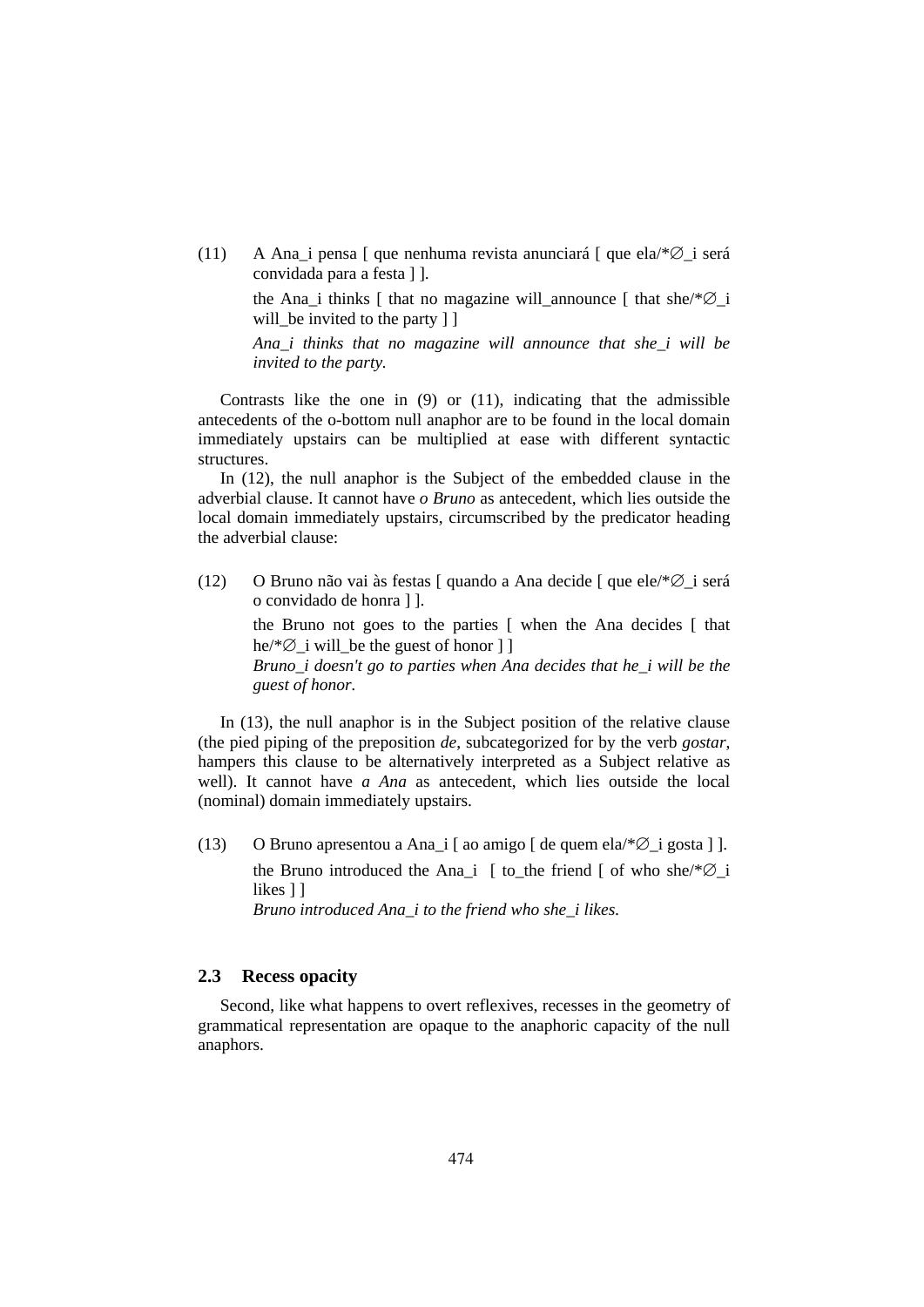(11) A Ana_i pensa [ que nenhuma revista anunciará [ que ela/*∅_i será convidada para a festa ] ].

the Ana_i thinks [ that no magazine will_announce [ that she/*∅_i will_be invited to the party ] ]

*Ana_i thinks that no magazine will announce that she_i will be invited to the party.*

Contrasts like the one in (9) or (11), indicating that the admissible antecedents of the o-bottom null anaphor are to be found in the local domain immediately upstairs can be multiplied at ease with different syntactic structures.

In (12), the null anaphor is the Subject of the embedded clause in the adverbial clause. It cannot have *o Bruno* as antecedent, which lies outside the local domain immediately upstairs, circumscribed by the predicator heading the adverbial clause:

(12) O Bruno não vai às festas [ quando a Ana decide [ que ele/*∅_i será o convidado de honra ] ].

the Bruno not goes to the parties [ when the Ana decides [ that he/*∅_i will_be the guest of honor ] ]

*Bruno_i doesn't go to parties when Ana decides that he_i will be the guest of honor.*

In (13), the null anaphor is in the Subject position of the relative clause (the pied piping of the preposition *de*, subcategorized for by the verb *gostar*, hampers this clause to be alternatively interpreted as a Subject relative as well). It cannot have *a Ana* as antecedent, which lies outside the local (nominal) domain immediately upstairs.

(13) O Bruno apresentou a Ana_i [ ao amigo [ de quem ela/*∅_i gosta ] ].

the Bruno introduced the Ana_i [ to_the friend [ of who she/*∅_i likes ] ]

*Bruno introduced Ana_i to the friend who she_i likes.*

## 2.3 Recess opacity

Second, like what happens to overt reflexives, recesses in the geometry of grammatical representation are opaque to the anaphoric capacity of the null anaphors.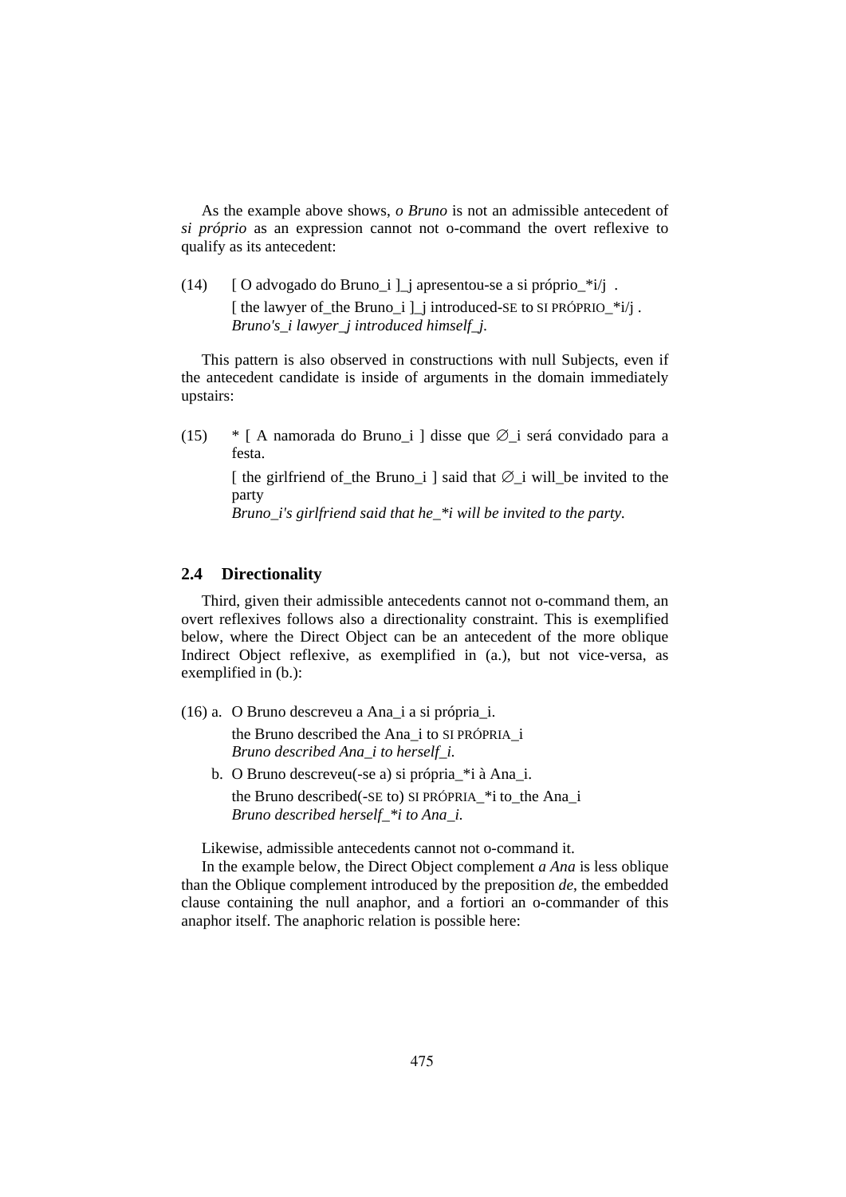As the example above shows, *o Bruno* is not an admissible antecedent of *si próprio* as an expression cannot not o-command the overt reflexive to qualify as its antecedent:

(14) [ O advogado do Bruno_i ]_j apresentou-se a si próprio_*i/j .
[ the lawyer of_the Bruno_i ]_j introduced-SE to SI PRÓPRIO_*i/j .
*Bruno's_i lawyer_j introduced himself_j.*

This pattern is also observed in constructions with null Subjects, even if the antecedent candidate is inside of arguments in the domain immediately upstairs:

(15) * [ A namorada do Bruno_i ] disse que ∅_i será convidado para a festa.
[ the girlfriend of_the Bruno_i ] said that ∅_i will_be invited to the party
*Bruno_i's girlfriend said that he_*i will be invited to the party.*

## 2.4 Directionality

Third, given their admissible antecedents cannot not o-command them, an overt reflexives follows also a directionality constraint. This is exemplified below, where the Direct Object can be an antecedent of the more oblique Indirect Object reflexive, as exemplified in (a.), but not vice-versa, as exemplified in (b.):

(16) a. O Bruno descreveu a Ana_i a si própria_i.
the Bruno described the Ana_i to SI PRÓPRIA_i
*Bruno described Ana_i to herself_i.*

b. O Bruno descreveu(-se a) si própria_*i à Ana_i.
the Bruno described(-SE to) SI PRÓPRIA_*i to_the Ana_i
*Bruno described herself_*i to Ana_i.*

Likewise, admissible antecedents cannot not o-command it.

In the example below, the Direct Object complement *a Ana* is less oblique than the Oblique complement introduced by the preposition *de*, the embedded clause containing the null anaphor, and a fortiori an o-commander of this anaphor itself. The anaphoric relation is possible here: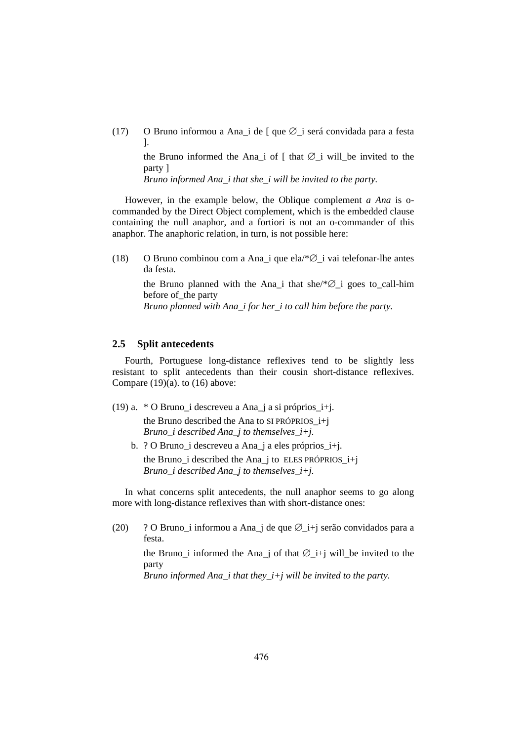(17) O Bruno informou a Ana_i de [ que ∅_i será convidada para a festa ].

the Bruno informed the Ana_i of [ that ∅_i will_be invited to the party ]

*Bruno informed Ana_i that she_i will be invited to the party.*

However, in the example below, the Oblique complement *a Ana* is o-commanded by the Direct Object complement, which is the embedded clause containing the null anaphor, and a fortiori is not an o-commander of this anaphor. The anaphoric relation, in turn, is not possible here:

(18) O Bruno combinou com a Ana_i que ela/*∅_i vai telefonar-lhe antes da festa.

the Bruno planned with the Ana_i that she/*∅_i goes to_call-him before of_the party

*Bruno planned with Ana_i for her_i to call him before the party.*

## 2.5 Split antecedents

Fourth, Portuguese long-distance reflexives tend to be slightly less resistant to split antecedents than their cousin short-distance reflexives. Compare (19)(a). to (16) above:

(19) a. * O Bruno_i descreveu a Ana_j a si próprios_i+j.

the Bruno described the Ana to SI PRÓPRIOS_i+j

*Bruno_i described Ana_j to themselves_i+j.*

b. ? O Bruno_i descreveu a Ana_j a eles próprios_i+j.

the Bruno_i described the Ana_j to ELES PRÓPRIOS_i+j

*Bruno_i described Ana_j to themselves_i+j.*

In what concerns split antecedents, the null anaphor seems to go along more with long-distance reflexives than with short-distance ones:

(20) ? O Bruno_i informou a Ana_j de que ∅_i+j serão convidados para a festa.

the Bruno_i informed the Ana_j of that ∅_i+j will_be invited to the party

*Bruno informed Ana_i that they_i+j will be invited to the party.*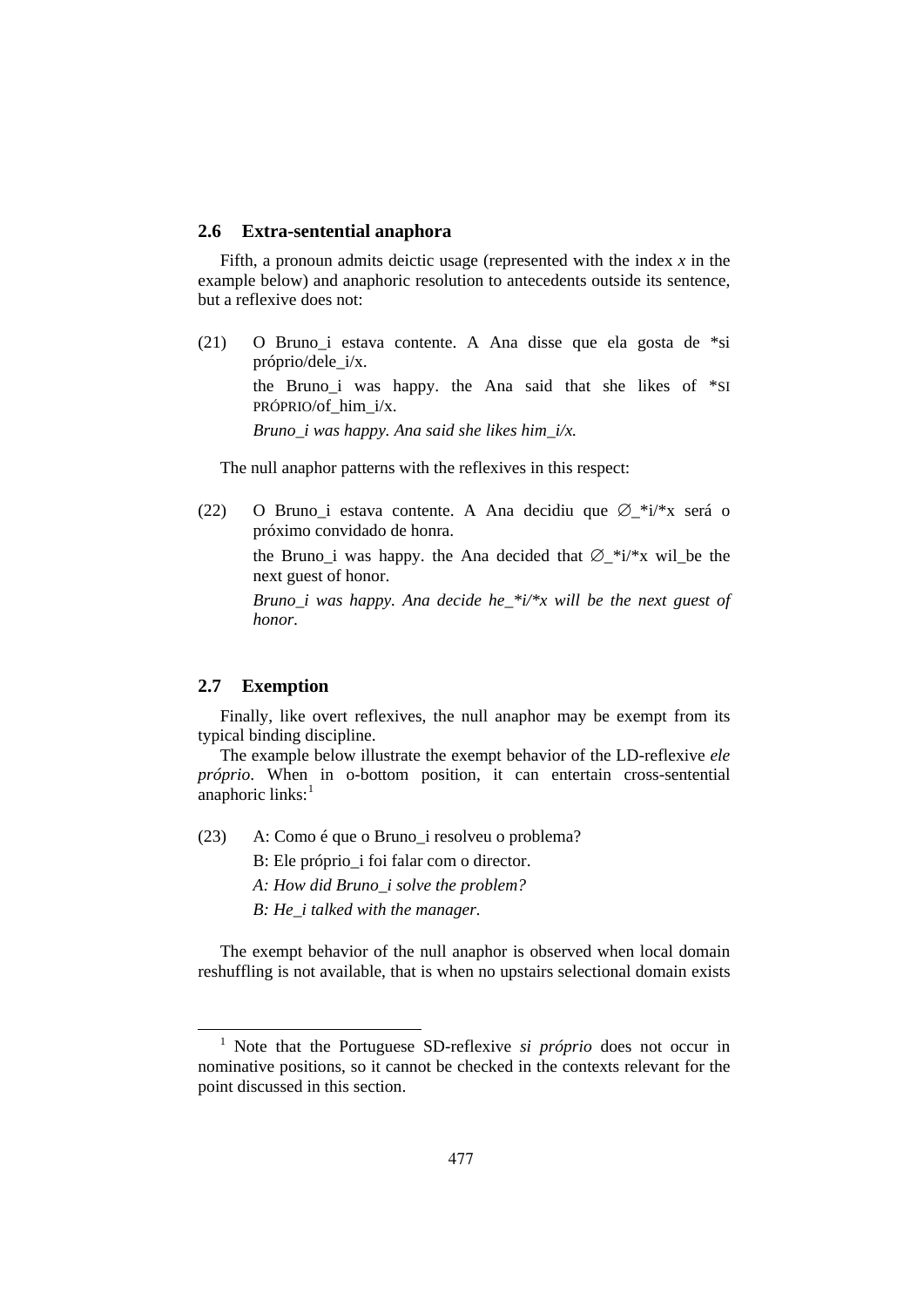## 2.6 Extra-sentential anaphora

Fifth, a pronoun admits deictic usage (represented with the index *x* in the example below) and anaphoric resolution to antecedents outside its sentence, but a reflexive does not:

(21) O Bruno_i estava contente. A Ana disse que ela gosta de *si próprio/dele_i/x.

the Bruno_i was happy. the Ana said that she likes of *SI PRÓPRIO/of_him_i/x.

*Bruno_i was happy. Ana said she likes him_i/x.*

The null anaphor patterns with the reflexives in this respect:

(22) O Bruno_i estava contente. A Ana decidiu que ∅_*i/*x será o próximo convidado de honra.

the Bruno_i was happy. the Ana decided that ∅_*i/*x wil_be the next guest of honor.

*Bruno_i was happy. Ana decide he_*i/*x will be the next guest of honor.*

## 2.7 Exemption

Finally, like overt reflexives, the null anaphor may be exempt from its typical binding discipline.

The example below illustrate the exempt behavior of the LD-reflexive *ele próprio*. When in o-bottom position, it can entertain cross-sentential anaphoric links:[1]

(23) A: Como é que o Bruno_i resolveu o problema?

B: Ele próprio_i foi falar com o director.

*A: How did Bruno_i solve the problem?*

*B: He_i talked with the manager.*

The exempt behavior of the null anaphor is observed when local domain reshuffling is not available, that is when no upstairs selectional domain exists

[1] Note that the Portuguese SD-reflexive *si próprio* does not occur in nominative positions, so it cannot be checked in the contexts relevant for the point discussed in this section.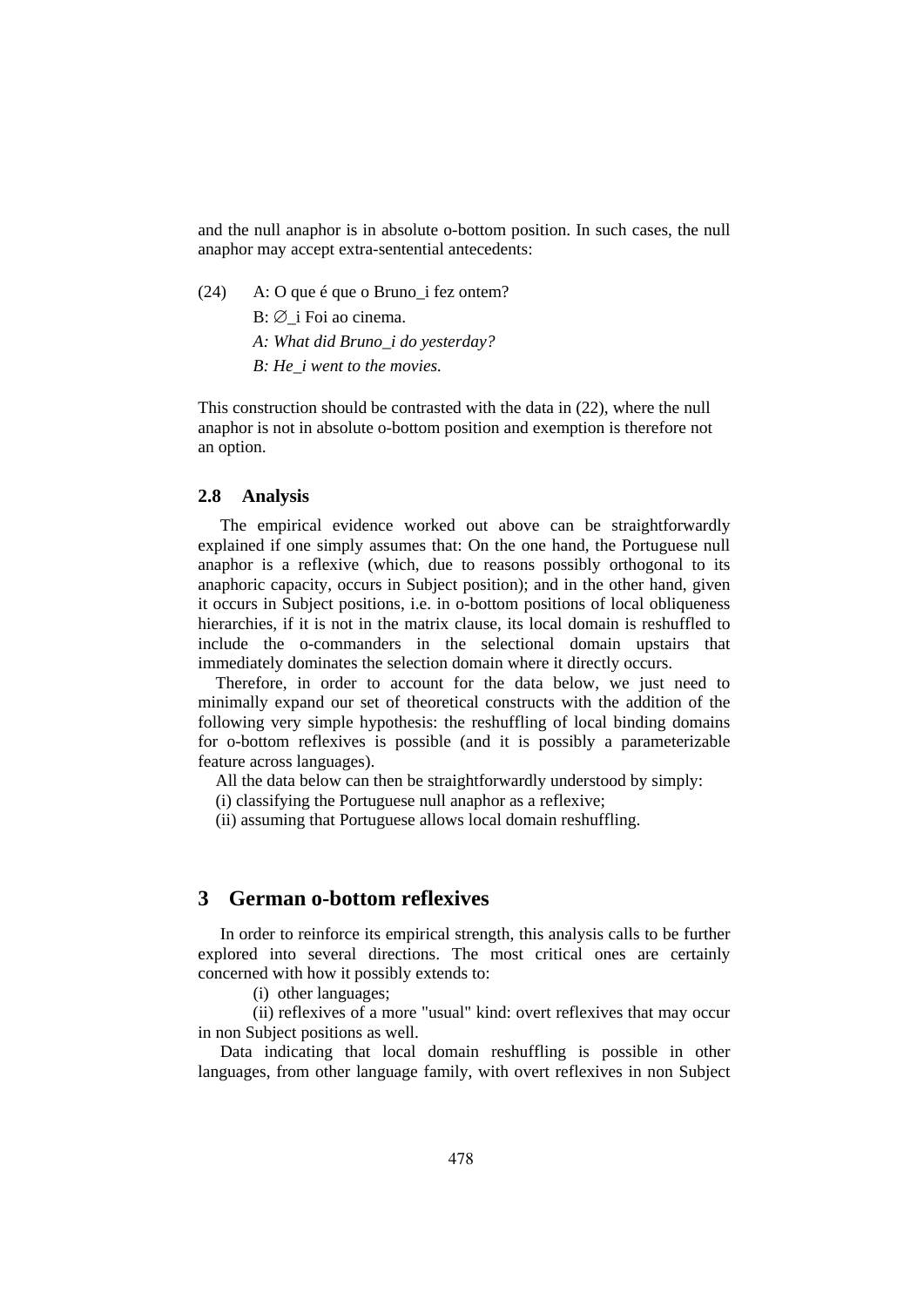and the null anaphor is in absolute o-bottom position. In such cases, the null anaphor may accept extra-sentential antecedents:

(24) A: O que é que o Bruno_i fez ontem?
B: ∅_i Foi ao cinema.
*A: What did Bruno_i do yesterday?*
*B: He_i went to the movies.*

This construction should be contrasted with the data in (22), where the null anaphor is not in absolute o-bottom position and exemption is therefore not an option.

### 2.8 Analysis

The empirical evidence worked out above can be straightforwardly explained if one simply assumes that: On the one hand, the Portuguese null anaphor is a reflexive (which, due to reasons possibly orthogonal to its anaphoric capacity, occurs in Subject position); and in the other hand, given it occurs in Subject positions, i.e. in o-bottom positions of local obliqueness hierarchies, if it is not in the matrix clause, its local domain is reshuffled to include the o-commanders in the selectional domain upstairs that immediately dominates the selection domain where it directly occurs.

Therefore, in order to account for the data below, we just need to minimally expand our set of theoretical constructs with the addition of the following very simple hypothesis: the reshuffling of local binding domains for o-bottom reflexives is possible (and it is possibly a parameterizable feature across languages).

All the data below can then be straightforwardly understood by simply:

(i) classifying the Portuguese null anaphor as a reflexive;

(ii) assuming that Portuguese allows local domain reshuffling.

## 3 German o-bottom reflexives

In order to reinforce its empirical strength, this analysis calls to be further explored into several directions. The most critical ones are certainly concerned with how it possibly extends to:

(i) other languages;

(ii) reflexives of a more "usual" kind: overt reflexives that may occur in non Subject positions as well.

Data indicating that local domain reshuffling is possible in other languages, from other language family, with overt reflexives in non Subject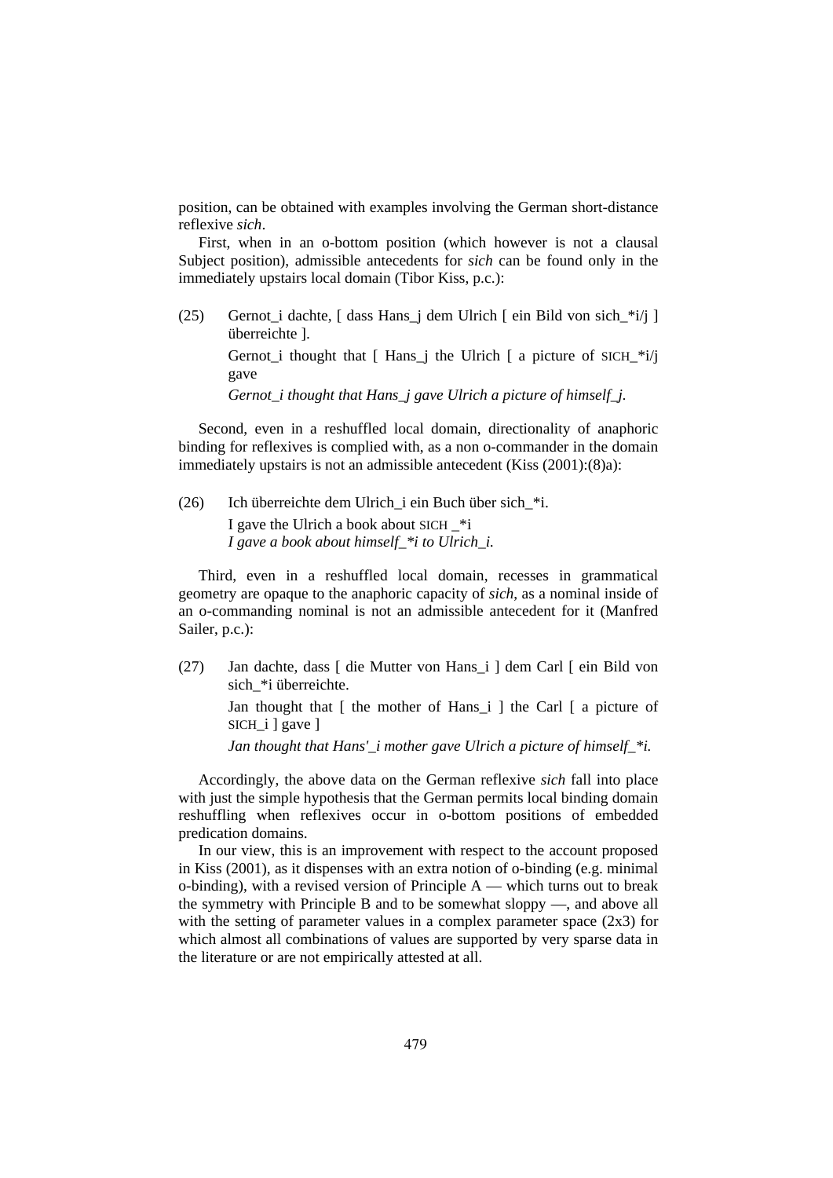position, can be obtained with examples involving the German short-distance reflexive *sich*.

First, when in an o-bottom position (which however is not a clausal Subject position), admissible antecedents for *sich* can be found only in the immediately upstairs local domain (Tibor Kiss, p.c.):

(25) Gernot_i dachte, [ dass Hans_j dem Ulrich [ ein Bild von sich_*i/j ] überreichte ].
Gernot_i thought that [ Hans_j the Ulrich [ a picture of SICH_*i/j gave
*Gernot_i thought that Hans_j gave Ulrich a picture of himself_j.*

Second, even in a reshuffled local domain, directionality of anaphoric binding for reflexives is complied with, as a non o-commander in the domain immediately upstairs is not an admissible antecedent (Kiss (2001):(8)a):

(26) Ich überreichte dem Ulrich_i ein Buch über sich_*i.
I gave the Ulrich a book about SICH _*i
*I gave a book about himself_*i to Ulrich_i.*

Third, even in a reshuffled local domain, recesses in grammatical geometry are opaque to the anaphoric capacity of *sich*, as a nominal inside of an o-commanding nominal is not an admissible antecedent for it (Manfred Sailer, p.c.):

(27) Jan dachte, dass [ die Mutter von Hans_i ] dem Carl [ ein Bild von sich_*i überreichte.
Jan thought that [ the mother of Hans_i ] the Carl [ a picture of SICH_i ] gave ]
*Jan thought that Hans'_i mother gave Ulrich a picture of himself_*i.*

Accordingly, the above data on the German reflexive *sich* fall into place with just the simple hypothesis that the German permits local binding domain reshuffling when reflexives occur in o-bottom positions of embedded predication domains.

In our view, this is an improvement with respect to the account proposed in Kiss (2001), as it dispenses with an extra notion of o-binding (e.g. minimal o-binding), with a revised version of Principle A — which turns out to break the symmetry with Principle B and to be somewhat sloppy —, and above all with the setting of parameter values in a complex parameter space (2x3) for which almost all combinations of values are supported by very sparse data in the literature or are not empirically attested at all.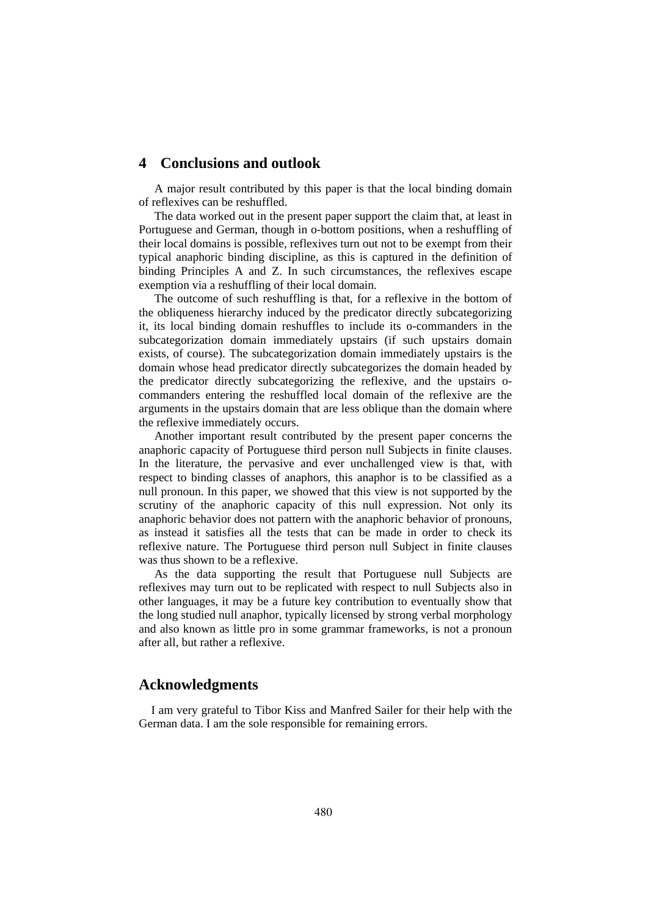## 4 Conclusions and outlook

A major result contributed by this paper is that the local binding domain of reflexives can be reshuffled.

The data worked out in the present paper support the claim that, at least in Portuguese and German, though in o-bottom positions, when a reshuffling of their local domains is possible, reflexives turn out not to be exempt from their typical anaphoric binding discipline, as this is captured in the definition of binding Principles A and Z. In such circumstances, the reflexives escape exemption via a reshuffling of their local domain.

The outcome of such reshuffling is that, for a reflexive in the bottom of the obliqueness hierarchy induced by the predicator directly subcategorizing it, its local binding domain reshuffles to include its o-commanders in the subcategorization domain immediately upstairs (if such upstairs domain exists, of course). The subcategorization domain immediately upstairs is the domain whose head predicator directly subcategorizes the domain headed by the predicator directly subcategorizing the reflexive, and the upstairs o-commanders entering the reshuffled local domain of the reflexive are the arguments in the upstairs domain that are less oblique than the domain where the reflexive immediately occurs.

Another important result contributed by the present paper concerns the anaphoric capacity of Portuguese third person null Subjects in finite clauses. In the literature, the pervasive and ever unchallenged view is that, with respect to binding classes of anaphors, this anaphor is to be classified as a null pronoun. In this paper, we showed that this view is not supported by the scrutiny of the anaphoric capacity of this null expression. Not only its anaphoric behavior does not pattern with the anaphoric behavior of pronouns, as instead it satisfies all the tests that can be made in order to check its reflexive nature. The Portuguese third person null Subject in finite clauses was thus shown to be a reflexive.

As the data supporting the result that Portuguese null Subjects are reflexives may turn out to be replicated with respect to null Subjects also in other languages, it may be a future key contribution to eventually show that the long studied null anaphor, typically licensed by strong verbal morphology and also known as little pro in some grammar frameworks, is not a pronoun after all, but rather a reflexive.

## Acknowledgments

I am very grateful to Tibor Kiss and Manfred Sailer for their help with the German data. I am the sole responsible for remaining errors.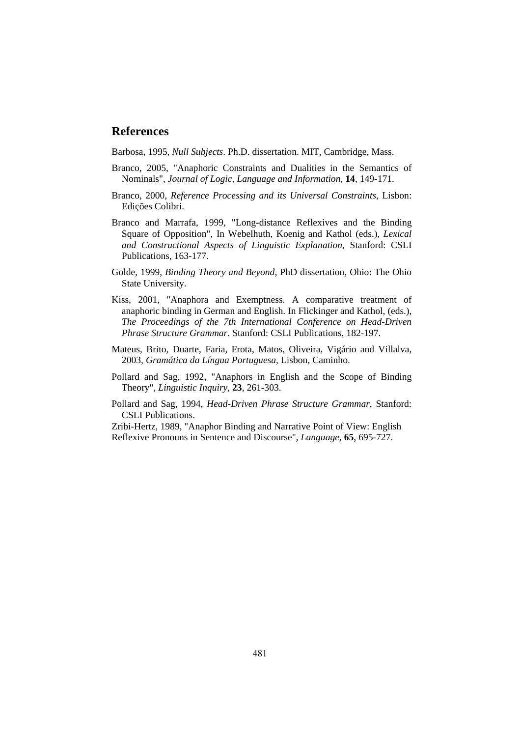## References

Barbosa, 1995, *Null Subjects*. Ph.D. dissertation. MIT, Cambridge, Mass.

Branco, 2005, "Anaphoric Constraints and Dualities in the Semantics of Nominals", *Journal of Logic, Language and Information*, **14**, 149-171.

Branco, 2000, *Reference Processing and its Universal Constraints*, Lisbon: Edições Colibri.

Branco and Marrafa, 1999, "Long-distance Reflexives and the Binding Square of Opposition", In Webelhuth, Koenig and Kathol (eds.), *Lexical and Constructional Aspects of Linguistic Explanation*, Stanford: CSLI Publications, 163-177.

Golde, 1999, *Binding Theory and Beyond*, PhD dissertation, Ohio: The Ohio State University.

Kiss, 2001, "Anaphora and Exemptness. A comparative treatment of anaphoric binding in German and Emglish. In Flickinger and Kathol, (eds.), *The Proceedings of the 7th International Conference on Head-Driven Phrase Structure Grammar*. Stanford: CSLI Publications, 182-197.

Mateus, Brito, Duarte, Faria, Frota, Matos, Oliveira, Vigário and Villalva, 2003, *Gramática da Língua Portuguesa*, Lisbon, Caminho.

Pollard and Sag, 1992, "Anaphors in English and the Scope of Binding Theory", *Linguistic Inquiry*, **23**, 261-303.

Pollard and Sag, 1994, *Head-Driven Phrase Structure Grammar*, Stanford: CSLI Publications.

Zribi-Hertz, 1989, "Anaphor Binding and Narrative Point of View: English Reflexive Pronouns in Sentence and Discourse", *Language*, **65**, 695-727.